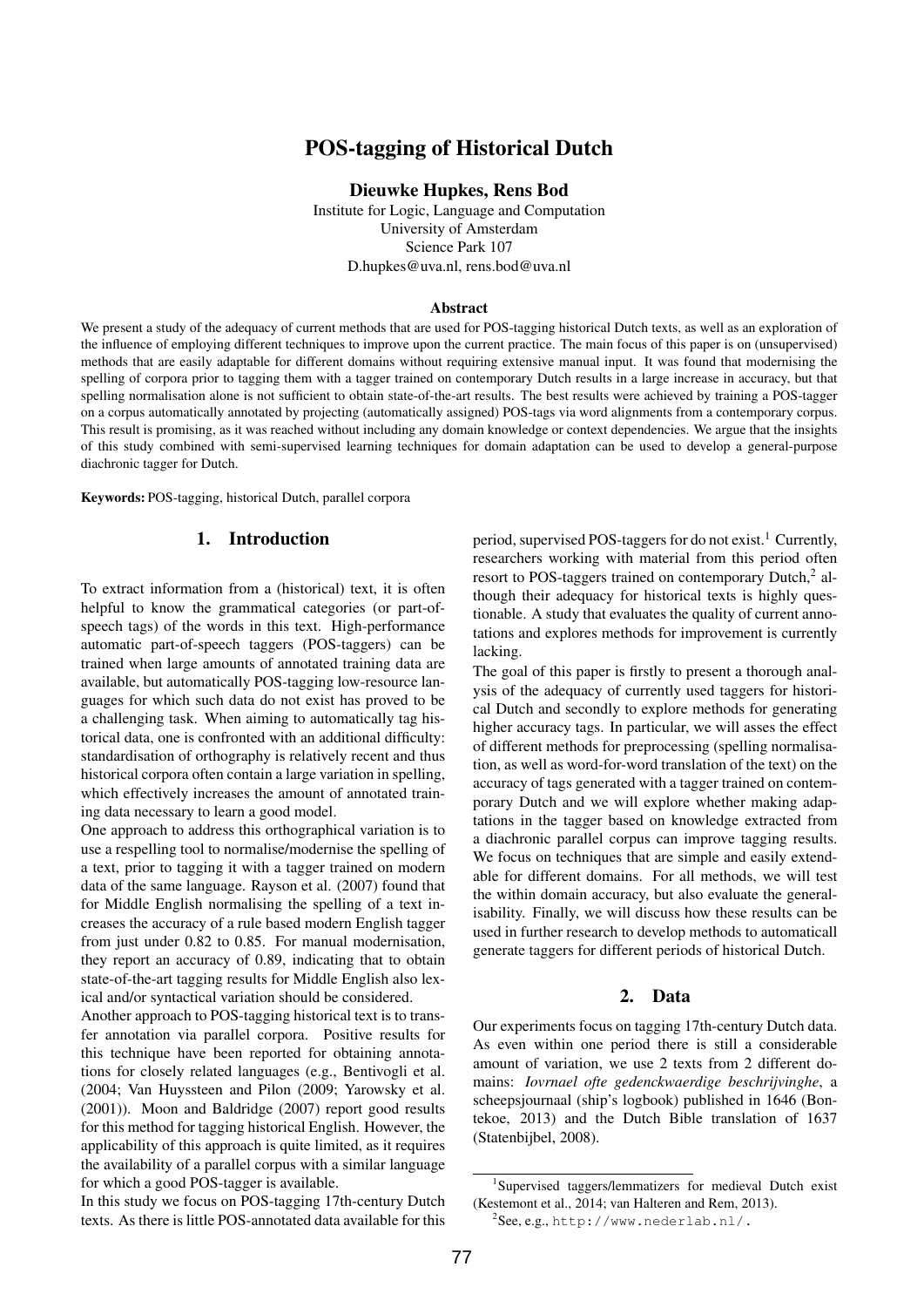# POS-tagging of Historical Dutch

**Dieuwke Hupkes, Rens Bod**

Institute for Logic, Language and Computation
University of Amsterdam
Science Park 107
D.hupkes@uva.nl, rens.bod@uva.nl

### Abstract

We present a study of the adequacy of current methods that are used for POS-tagging historical Dutch texts, as well as an exploration of the influence of employing different techniques to improve upon the current practice. The main focus of this paper is on (unsupervised) methods that are easily adaptable for different domains without requiring extensive manual input. It was found that modernising the spelling of corpora prior to tagging them with a tagger trained on contemporary Dutch results in a large increase in accuracy, but that spelling normalisation alone is not sufficient to obtain state-of-the-art results. The best results were achieved by training a POS-tagger on a corpus automatically annotated by projecting (automatically assigned) POS-tags via word alignments from a contemporary corpus. This result is promising, as it was reached without including any domain knowledge or context dependencies. We argue that the insights of this study combined with semi-supervised learning techniques for domain adaptation can be used to develop a general-purpose diachronic tagger for Dutch.

**Keywords:** POS-tagging, historical Dutch, parallel corpora

## 1. Introduction

To extract information from a (historical) text, it is often helpful to know the grammatical categories (or part-of-speech tags) of the words in this text. High-performance automatic part-of-speech taggers (POS-taggers) can be trained when large amounts of annotated training data are available, but automatically POS-tagging low-resource languages for which such data do not exist has proved to be a challenging task. When aiming to automatically tag historical data, one is confronted with an additional difficulty: standardisation of orthography is relatively recent and thus historical corpora often contain a large variation in spelling, which effectively increases the amount of annotated training data necessary to learn a good model.

One approach to address this orthographical variation is to use a respelling tool to normalise/modernise the spelling of a text, prior to tagging it with a tagger trained on modern data of the same language. Rayson et al. (2007) found that for Middle English normalising the spelling of a text increases the accuracy of a rule based modern English tagger from just under 0.82 to 0.85. For manual modernisation, they report an accuracy of 0.89, indicating that to obtain state-of-the-art tagging results for Middle English also lexical and/or syntactical variation should be considered.

Another approach to POS-tagging historical text is to transfer annotation via parallel corpora. Positive results for this technique have been reported for obtaining annotations for closely related languages (e.g., Bentivogli et al. (2004; Van Huyssteen and Pilon (2009; Yarowsky et al. (2001)). Moon and Baldridge (2007) report good results for this method for tagging historical English. However, the applicability of this approach is quite limited, as it requires the availability of a parallel corpus with a similar language for which a good POS-tagger is available.

In this study we focus on POS-tagging 17th-century Dutch texts. As there is little POS-annotated data available for this period, supervised POS-taggers for do not exist.[1] Currently, researchers working with material from this period often resort to POS-taggers trained on contemporary Dutch,[2] although their adequacy for historical texts is highly questionable. A study that evaluates the quality of current annotations and explores methods for improvement is currently lacking.

The goal of this paper is firstly to present a thorough analysis of the adequacy of currently used taggers for historical Dutch and secondly to explore methods for generating higher accuracy tags. In particular, we will asses the effect of different methods for preprocessing (spelling normalisation, as well as word-for-word translation of the text) on the accuracy of tags generated with a tagger trained on contemporary Dutch and we will explore whether making adaptations in the tagger based on knowledge extracted from a diachronic parallel corpus can improve tagging results. We focus on techniques that are simple and easily extendable for different domains. For all methods, we will test the within domain accuracy, but also evaluate the generalisability. Finally, we will discuss how these results can be used in further research to develop methods to automaticall generate taggers for different periods of historical Dutch.

## 2. Data

Our experiments focus on tagging 17th-century Dutch data. As even within one period there is still a considerable amount of variation, we use 2 texts from 2 different domains: *Iovrnael ofte gedenckwaerdige beschrijvinghe*, a scheepsjournaal (ship's logbook) published in 1646 (Bontekoe, 2013) and the Dutch Bible translation of 1637 (Statenbijbel, 2008).

[1] Supervised taggers/lemmatizers for medieval Dutch exist (Kestemont et al., 2014; van Halteren and Rem, 2013).

[2] See, e.g., http://www.nederlab.nl/.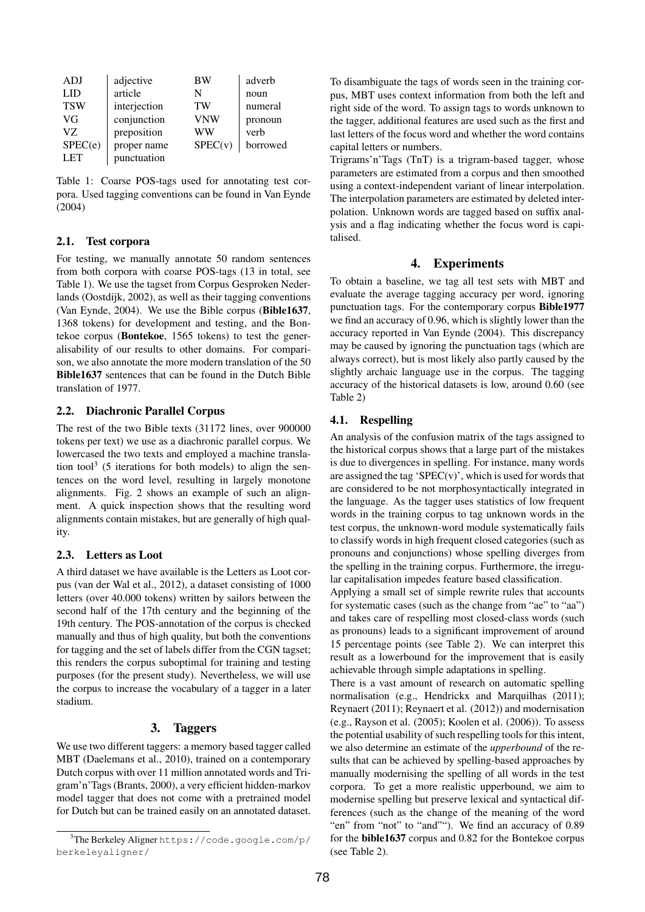| ADJ | adjective | BW | adverb |
|---|---|---|---|
| LID | article | N | noun |
| TSW | interjection | TW | numeral |
| VG | conjunction | VNW | pronoun |
| VZ | preposition | WW | verb |
| SPEC(e) | proper name | SPEC(v) | borrowed |
| LET | punctuation | | |

Table 1: Coarse POS-tags used for annotating test corpora. Used tagging conventions can be found in Van Eynde (2004)

### 2.1. Test corpora

For testing, we manually annotate 50 random sentences from both corpora with coarse POS-tags (13 in total, see Table 1). We use the tagset from Corpus Gesproken Nederlands (Oostdijk, 2002), as well as their tagging conventions (Van Eynde, 2004). We use the Bible corpus (**Bible1637**, 1368 tokens) for development and testing, and the Bontekoe corpus (**Bontekoe**, 1565 tokens) to test the generalisability of our results to other domains. For comparison, we also annotate the more modern translation of the 50 **Bible1637** sentences that can be found in the Dutch Bible translation of 1977.

### 2.2. Diachronic Parallel Corpus

The rest of the two Bible texts (31172 lines, over 900000 tokens per text) we use as a diachronic parallel corpus. We lowercased the two texts and employed a machine translation tool[3] (5 iterations for both models) to align the sentences on the word level, resulting in largely monotone alignments. Fig. 2 shows an example of such an alignment. A quick inspection shows that the resulting word alignments contain mistakes, but are generally of high quality.

### 2.3. Letters as Loot

A third dataset we have available is the Letters as Loot corpus (van der Wal et al., 2012), a dataset consisting of 1000 letters (over 40.000 tokens) written by sailors between the second half of the 17th century and the beginning of the 19th century. The POS-annotation of the corpus is checked manually and thus of high quality, but both the conventions for tagging and the set of labels differ from the CGN tagset; this renders the corpus suboptimal for training and testing purposes (for the present study). Nevertheless, we will use the corpus to increase the vocabulary of a tagger in a later stadium.

## 3. Taggers

We use two different taggers: a memory based tagger called MBT (Daelemans et al., 2010), trained on a contemporary Dutch corpus with over 11 million annotated words and Trigram'n'Tags (Brants, 2000), a very efficient hidden-markov model tagger that does not come with a pretrained model for Dutch but can be trained easily on an annotated dataset.

[3]The Berkeley Aligner https://code.google.com/p/berkeleyaligner/

To disambiguate the tags of words seen in the training corpus, MBT uses context information from both the left and right side of the word. To assign tags to words unknown to the tagger, additional features are used such as the first and last letters of the focus word and whether the word contains capital letters or numbers.

Trigrams'n'Tags (TnT) is a trigram-based tagger, whose parameters are estimated from a corpus and then smoothed using a context-independent variant of linear interpolation. The interpolation parameters are estimated by deleted interpolation. Unknown words are tagged based on suffix analysis and a flag indicating whether the focus word is capitalised.

## 4. Experiments

To obtain a baseline, we tag all test sets with MBT and evaluate the average tagging accuracy per word, ignoring punctuation tags. For the contemporary corpus **Bible1977** we find an accuracy of 0.96, which is slightly lower than the accuracy reported in Van Eynde (2004). This discrepancy may be caused by ignoring the punctuation tags (which are always correct), but is most likely also partly caused by the slightly archaic language use in the corpus. The tagging accuracy of the historical datasets is low, around 0.60 (see Table 2)

### 4.1. Respelling

An analysis of the confusion matrix of the tags assigned to the historical corpus shows that a large part of the mistakes is due to divergences in spelling. For instance, many words are assigned the tag 'SPEC(v)', which is used for words that are considered to be not morphosyntactically integrated in the language. As the tagger uses statistics of low frequent words in the training corpus to tag unknown words in the test corpus, the unknown-word module systematically fails to classify words in high frequent closed categories (such as pronouns and conjunctions) whose spelling diverges from the spelling in the training corpus. Furthermore, the irregular capitalisation impedes feature based classification.

Applying a small set of simple rewrite rules that accounts for systematic cases (such as the change from "ae" to "aa") and takes care of respelling most closed-class words (such as pronouns) leads to a significant improvement of around 15 percentage points (see Table 2). We can interpret this result as a lowerbound for the improvement that is easily achievable through simple adaptations in spelling.

There is a vast amount of research on automatic spelling normalisation (e.g., Hendrickx and Marquilhas (2011); Reynaert (2011); Reynaert et al. (2012)) and modernisation (e.g., Rayson et al. (2005); Koolen et al. (2006)). To assess the potential usability of such respelling tools for this intent, we also determine an estimate of the *upperbound* of the results that can be achieved by spelling-based approaches by manually modernising the spelling of all words in the test corpora. To get a more realistic upperbound, we aim to modernise spelling but preserve lexical and syntactical differences (such as the change of the meaning of the word "en" from "not" to "and""). We find an accuracy of 0.89 for the **bible1637** corpus and 0.82 for the Bontekoe corpus (see Table 2).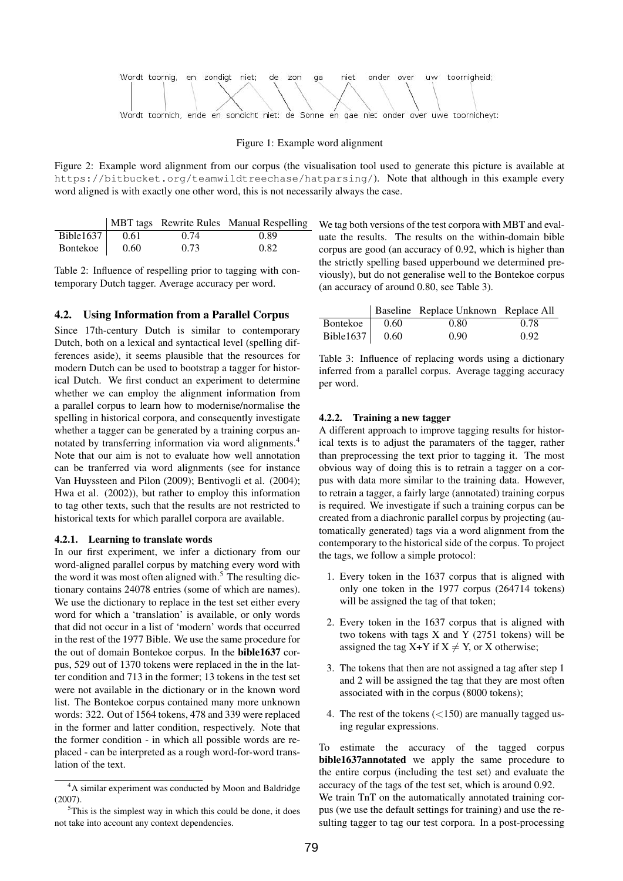Wordt toornig, en zondigt niet; de zon ga niet onder over uw toornigheid;

Wordt toornich, ende en sondicht niet: de Sonne en gae niet onder over uwe toornicheyt:

Figure 1: Example word alignment

Figure 2: Example word alignment from our corpus (the visualisation tool used to generate this picture is available at https://bitbucket.org/teamwildtreechase/hatparsing/). Note that although in this example every word aligned is with exactly one other word, this is not necessarily always the case.

| | MBT tags | Rewrite Rules | Manual Respelling |
|---|---|---|---|
| Bible1637 | 0.61 | 0.74 | 0.89 |
| Bontekoe | 0.60 | 0.73 | 0.82 |

Table 2: Influence of respelling prior to tagging with contemporary Dutch tagger. Average accuracy per word.

### 4.2. Using Information from a Parallel Corpus

Since 17th-century Dutch is similar to contemporary Dutch, both on a lexical and syntactical level (spelling differences aside), it seems plausible that the resources for modern Dutch can be used to bootstrap a tagger for historical Dutch. We first conduct an experiment to determine whether we can employ the alignment information from a parallel corpus to learn how to modernise/normalise the spelling in historical corpora, and consequently investigate whether a tagger can be generated by a training corpus annotated by transferring information via word alignments.[4] Note that our aim is not to evaluate how well annotation can be tranferred via word alignments (see for instance Van Huyssteen and Pilon (2009); Bentivogli et al. (2004); Hwa et al. (2002)), but rather to employ this information to tag other texts, such that the results are not restricted to historical texts for which parallel corpora are available.

#### 4.2.1. Learning to translate words

In our first experiment, we infer a dictionary from our word-aligned parallel corpus by matching every word with the word it was most often aligned with.[5] The resulting dictionary contains 24078 entries (some of which are names). We use the dictionary to replace in the test set either every word for which a 'translation' is available, or only words that did not occur in a list of 'modern' words that occurred in the rest of the 1977 Bible. We use the same procedure for the out of domain Bontekoe corpus. In the **bible1637** corpus, 529 out of 1370 tokens were replaced in the in the latter condition and 713 in the former; 13 tokens in the test set were not available in the dictionary or in the known word list. The Bontekoe corpus contained many more unknown words: 322. Out of 1564 tokens, 478 and 339 were replaced in the former and latter condition, respectively. Note that the former condition - in which all possible words are replaced - can be interpreted as a rough word-for-word translation of the text.

We tag both versions of the test corpora with MBT and evaluate the results. The results on the within-domain bible corpus are good (an accuracy of 0.92, which is higher than the strictly spelling based upperbound we determined previously), but do not generalise well to the Bontekoe corpus (an accuracy of around 0.80, see Table 3).

| | Baseline | Replace Unknown | Replace All |
|---|---|---|---|
| Bontekoe | 0.60 | 0.80 | 0.78 |
| Bible1637 | 0.60 | 0.90 | 0.92 |

Table 3: Influence of replacing words using a dictionary inferred from a parallel corpus. Average tagging accuracy per word.

#### 4.2.2. Training a new tagger

A different approach to improve tagging results for historical texts is to adjust the paramaters of the tagger, rather than preprocessing the text prior to tagging it. The most obvious way of doing this is to retrain a tagger on a corpus with data more similar to the training data. However, to retrain a tagger, a fairly large (annotated) training corpus is required. We investigate if such a training corpus can be created from a diachronic parallel corpus by projecting (automatically generated) tags via a word alignment from the contemporary to the historical side of the corpus. To project the tags, we follow a simple protocol:

1. Every token in the 1637 corpus that is aligned with only one token in the 1977 corpus (264714 tokens) will be assigned the tag of that token;
2. Every token in the 1637 corpus that is aligned with two tokens with tags X and Y (2751 tokens) will be assigned the tag X+Y if $X \neq Y$, or X otherwise;
3. The tokens that then are not assigned a tag after step 1 and 2 will be assigned the tag that they are most often associated with in the corpus (8000 tokens);
4. The rest of the tokens (<150) are manually tagged using regular expressions.

To estimate the accuracy of the tagged corpus **bible1637annotated** we apply the same procedure to the entire corpus (including the test set) and evaluate the accuracy of the tags of the test set, which is around 0.92.

We train TnT on the automatically annotated training corpus (we use the default settings for training) and use the resulting tagger to tag our test corpora. In a post-processing

[4] A similar experiment was conducted by Moon and Baldridge (2007).

[5] This is the simplest way in which this could be done, it does not take into account any context dependencies.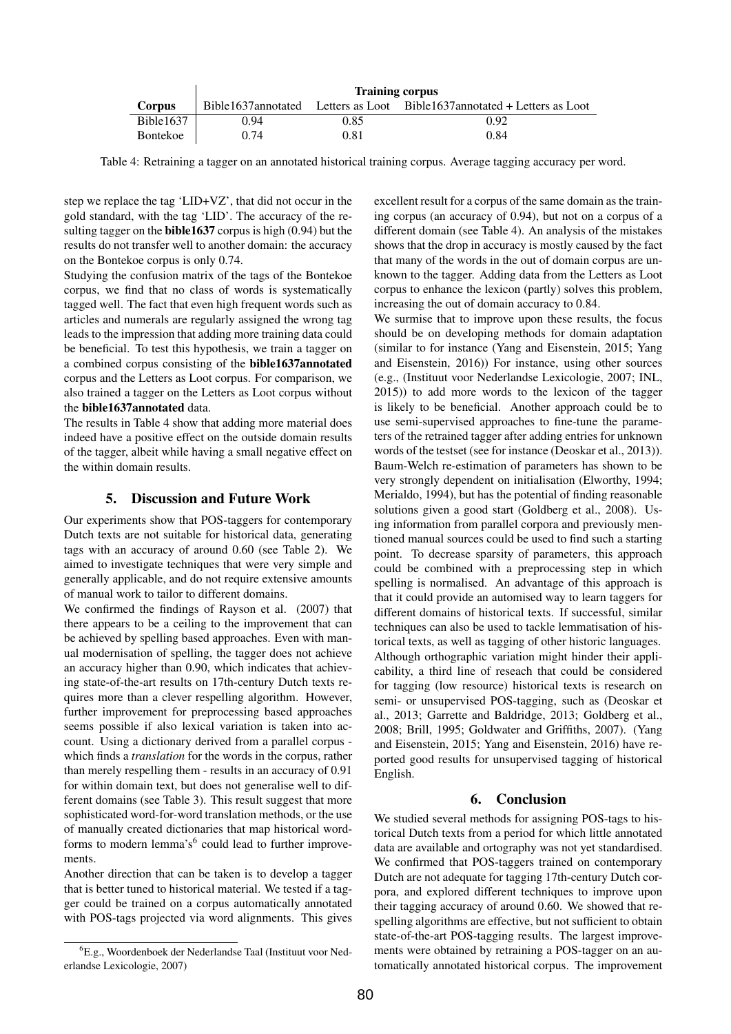| | Training corpus | | |
|---|---|---|---|
| **Corpus** | Bible1637annotated | Letters as Loot | Bible1637annotated + Letters as Loot |
| Bible1637 | 0.94 | 0.85 | 0.92 |
| Bontekoe | 0.74 | 0.81 | 0.84 |

Table 4: Retraining a tagger on an annotated historical training corpus. Average tagging accuracy per word.

step we replace the tag 'LID+VZ', that did not occur in the gold standard, with the tag 'LID'. The accuracy of the resulting tagger on the **bible1637** corpus is high (0.94) but the results do not transfer well to another domain: the accuracy on the Bontekoe corpus is only 0.74.

Studying the confusion matrix of the tags of the Bontekoe corpus, we find that no class of words is systematically tagged well. The fact that even high frequent words such as articles and numerals are regularly assigned the wrong tag leads to the impression that adding more training data could be beneficial. To test this hypothesis, we train a tagger on a combined corpus consisting of the **bible1637annotated** corpus and the Letters as Loot corpus. For comparison, we also trained a tagger on the Letters as Loot corpus without the **bible1637annotated** data.

The results in Table 4 show that adding more material does indeed have a positive effect on the outside domain results of the tagger, albeit while having a small negative effect on the within domain results.

## 5. Discussion and Future Work

Our experiments show that POS-taggers for contemporary Dutch texts are not suitable for historical data, generating tags with an accuracy of around 0.60 (see Table 2). We aimed to investigate techniques that were very simple and generally applicable, and do not require extensive amounts of manual work to tailor to different domains.

We confirmed the findings of Rayson et al. (2007) that there appears to be a ceiling to the improvement that can be achieved by spelling based approaches. Even with manual modernisation of spelling, the tagger does not achieve an accuracy higher than 0.90, which indicates that achieving state-of-the-art results on 17th-century Dutch texts requires more than a clever respelling algorithm. However, further improvement for preprocessing based approaches seems possible if also lexical variation is taken into account. Using a dictionary derived from a parallel corpus - which finds a *translation* for the words in the corpus, rather than merely respelling them - results in an accuracy of 0.91 for within domain text, but does not generalise well to different domains (see Table 3). This result suggest that more sophisticated word-for-word translation methods, or the use of manually created dictionaries that map historical wordforms to modern lemma's[6] could lead to further improvements.

Another direction that can be taken is to develop a tagger that is better tuned to historical material. We tested if a tagger could be trained on a corpus automatically annotated with POS-tags projected via word alignments. This gives excellent result for a corpus of the same domain as the training corpus (an accuracy of 0.94), but not on a corpus of a different domain (see Table 4). An analysis of the mistakes shows that the drop in accuracy is mostly caused by the fact that many of the words in the out of domain corpus are unknown to the tagger. Adding data from the Letters as Loot corpus to enhance the lexicon (partly) solves this problem, increasing the out of domain accuracy to 0.84.

We surmise that to improve upon these results, the focus should be on developing methods for domain adaptation (similar to for instance (Yang and Eisenstein, 2015; Yang and Eisenstein, 2016)) For instance, using other sources (e.g., (Instituut voor Nederlandse Lexicologie, 2007; INL, 2015)) to add more words to the lexicon of the tagger is likely to be beneficial. Another approach could be to use semi-supervised approaches to fine-tune the parameters of the retrained tagger after adding entries for unknown words of the testset (see for instance (Deoskar et al., 2013)). Baum-Welch re-estimation of parameters has shown to be very strongly dependent on initialisation (Elworthy, 1994; Merialdo, 1994), but has the potential of finding reasonable solutions given a good start (Goldberg et al., 2008). Using information from parallel corpora and previously mentioned manual sources could be used to find such a starting point. To decrease sparsity of parameters, this approach could be combined with a preprocessing step in which spelling is normalised. An advantage of this approach is that it could provide an automised way to learn taggers for different domains of historical texts. If successful, similar techniques can also be used to tackle lemmatisation of historical texts, as well as tagging of other historic languages. Although orthographic variation might hinder their applicability, a third line of reseach that could be considered for tagging (low resource) historical texts is research on semi- or unsupervised POS-tagging, such as (Deoskar et al., 2013; Garrette and Baldridge, 2013; Goldberg et al., 2008; Brill, 1995; Goldwater and Griffiths, 2007). (Yang and Eisenstein, 2015; Yang and Eisenstein, 2016) have reported good results for unsupervised tagging of historical English.

## 6. Conclusion

We studied several methods for assigning POS-tags to historical Dutch texts from a period for which little annotated data are available and ortography was not yet standardised. We confirmed that POS-taggers trained on contemporary Dutch are not adequate for tagging 17th-century Dutch corpora, and explored different techniques to improve upon their tagging accuracy of around 0.60. We showed that respelling algorithms are effective, but not sufficient to obtain state-of-the-art POS-tagging results. The largest improvements were obtained by retraining a POS-tagger on an automatically annotated historical corpus. The improvement

[6] E.g., Woordenboek der Nederlandse Taal (Instituut voor Nederlandse Lexicologie, 2007)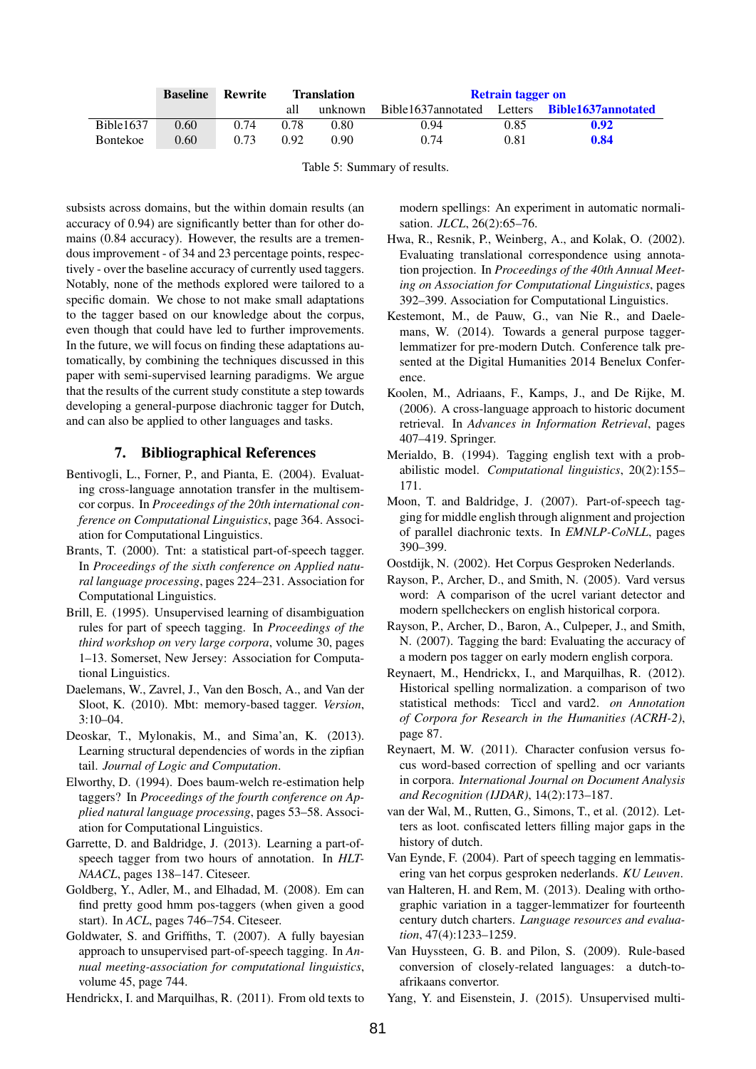| | **Baseline** | Rewrite | Translation | | Retrain tagger on | | |
|---|---|---|---|---|---|---|---|
| | | | all | unknown | Bible1637annotated | Letters | **Bible1637annotated** |
| Bible1637 | 0.60 | 0.74 | 0.78 | 0.80 | 0.94 | 0.85 | **0.92** |
| Bontekoe | 0.60 | 0.73 | 0.92 | 0.90 | 0.74 | 0.81 | **0.84** |

Table 5: Summary of results.

subsists across domains, but the within domain results (an accuracy of 0.94) are significantly better than for other domains (0.84 accuracy). However, the results are a tremendous improvement - of 34 and 23 percentage points, respectively - over the baseline accuracy of currently used taggers. Notably, none of the methods explored were tailored to a specific domain. We chose to not make small adaptations to the tagger based on our knowledge about the corpus, even though that could have led to further improvements. In the future, we will focus on finding these adaptations automatically, by combining the techniques discussed in this paper with semi-supervised learning paradigms. We argue that the results of the current study constitute a step towards developing a general-purpose diachronic tagger for Dutch, and can also be applied to other languages and tasks.

## 7. Bibliographical References

Bentivogli, L., Forner, P., and Pianta, E. (2004). Evaluating cross-language annotation transfer in the multisemcor corpus. In *Proceedings of the 20th international conference on Computational Linguistics*, page 364. Association for Computational Linguistics.

Brants, T. (2000). Tnt: a statistical part-of-speech tagger. In *Proceedings of the sixth conference on Applied natural language processing*, pages 224–231. Association for Computational Linguistics.

Brill, E. (1995). Unsupervised learning of disambiguation rules for part of speech tagging. In *Proceedings of the third workshop on very large corpora*, volume 30, pages 1–13. Somerset, New Jersey: Association for Computational Linguistics.

Daelemans, W., Zavrel, J., Van den Bosch, A., and Van der Sloot, K. (2010). Mbt: memory-based tagger. *Version*, 3:10–04.

Deoskar, T., Mylonakis, M., and Sima'an, K. (2013). Learning structural dependencies of words in the zipfian tail. *Journal of Logic and Computation*.

Elworthy, D. (1994). Does baum-welch re-estimation help taggers? In *Proceedings of the fourth conference on Applied natural language processing*, pages 53–58. Association for Computational Linguistics.

Garrette, D. and Baldridge, J. (2013). Learning a part-of-speech tagger from two hours of annotation. In *HLT-NAACL*, pages 138–147. Citeseer.

Goldberg, Y., Adler, M., and Elhadad, M. (2008). Em can find pretty good hmm pos-taggers (when given a good start). In *ACL*, pages 746–754. Citeseer.

Goldwater, S. and Griffiths, T. (2007). A fully bayesian approach to unsupervised part-of-speech tagging. In *Annual meeting-association for computational linguistics*, volume 45, page 744.

Hendrickx, I. and Marquilhas, R. (2011). From old texts to modern spellings: An experiment in automatic normalisation. *JLCL*, 26(2):65–76.

Hwa, R., Resnik, P., Weinberg, A., and Kolak, O. (2002). Evaluating translational correspondence using annotation projection. In *Proceedings of the 40th Annual Meeting on Association for Computational Linguistics*, pages 392–399. Association for Computational Linguistics.

Kestemont, M., de Pauw, G., van Nie R., and Daelemans, W. (2014). Towards a general purpose tagger-lemmatizer for pre-modern Dutch. Conference talk presented at the Digital Humanities 2014 Benelux Conference.

Koolen, M., Adriaans, F., Kamps, J., and De Rijke, M. (2006). A cross-language approach to historic document retrieval. In *Advances in Information Retrieval*, pages 407–419. Springer.

Merialdo, B. (1994). Tagging english text with a probabilistic model. *Computational linguistics*, 20(2):155–171.

Moon, T. and Baldridge, J. (2007). Part-of-speech tagging for middle english through alignment and projection of parallel diachronic texts. In *EMNLP-CoNLL*, pages 390–399.

Oostdijk, N. (2002). Het Corpus Gesproken Nederlands.

Rayson, P., Archer, D., and Smith, N. (2005). Vard versus word: A comparison of the ucrel variant detector and modern spellcheckers on english historical corpora.

Rayson, P., Archer, D., Baron, A., Culpeper, J., and Smith, N. (2007). Tagging the bard: Evaluating the accuracy of a modern pos tagger on early modern english corpora.

Reynaert, M., Hendrickx, I., and Marquilhas, R. (2012). Historical spelling normalization. a comparison of two statistical methods: Ticcl and vard2. *on Annotation of Corpora for Research in the Humanities (ACRH-2)*, page 87.

Reynaert, M. W. (2011). Character confusion versus focus word-based correction of spelling and ocr variants in corpora. *International Journal on Document Analysis and Recognition (IJDAR)*, 14(2):173–187.

van der Wal, M., Rutten, G., Simons, T., et al. (2012). Letters as loot. confiscated letters filling major gaps in the history of dutch.

Van Eynde, F. (2004). Part of speech tagging en lemmatisering van het corpus gesproken nederlands. *KU Leuven*.

van Halteren, H. and Rem, M. (2013). Dealing with orthographic variation in a tagger-lemmatizer for fourteenth century dutch charters. *Language resources and evaluation*, 47(4):1233–1259.

Van Huyssteen, G. B. and Pilon, S. (2009). Rule-based conversion of closely-related languages: a dutch-to-afrikaans convertor.

Yang, Y. and Eisenstein, J. (2015). Unsupervised multi-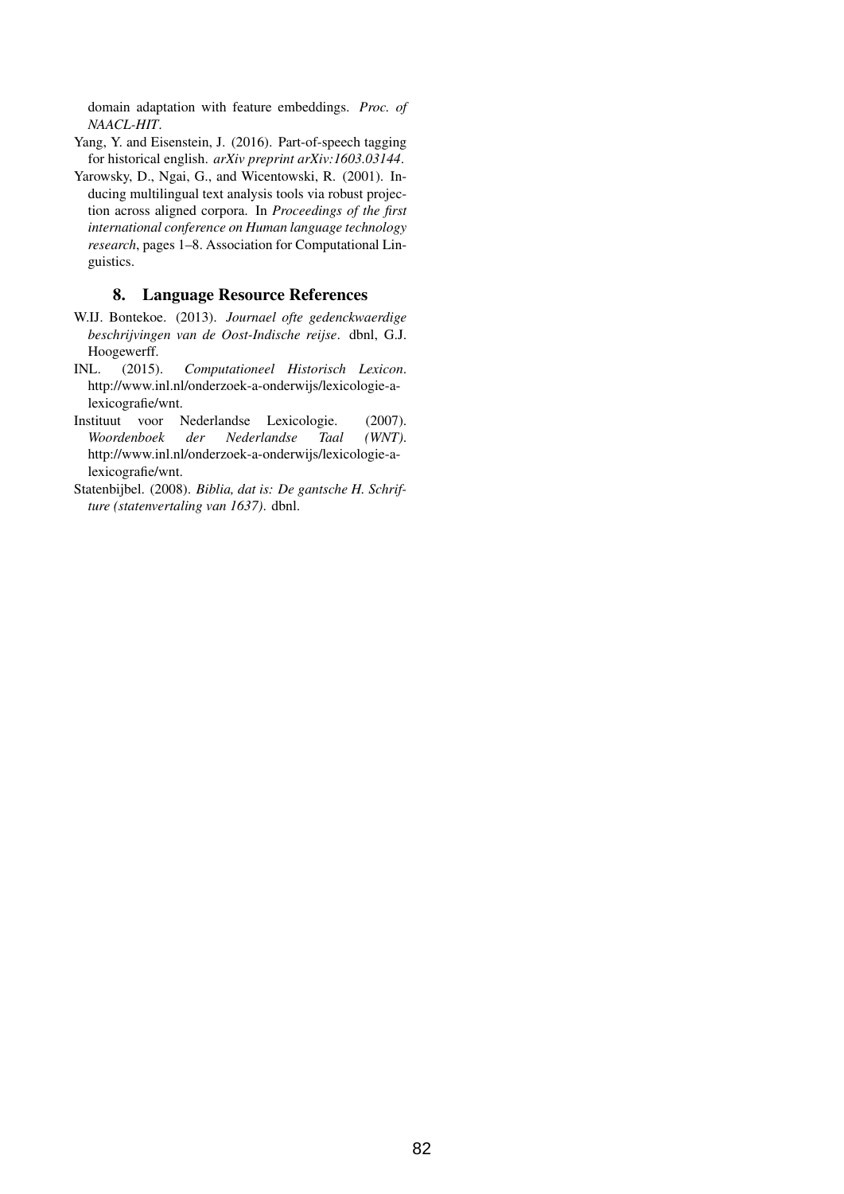domain adaptation with feature embeddings. *Proc. of NAACL-HIT*.

Yang, Y. and Eisenstein, J. (2016). Part-of-speech tagging for historical english. *arXiv preprint arXiv:1603.03144*.

Yarowsky, D., Ngai, G., and Wicentowski, R. (2001). Inducing multilingual text analysis tools via robust projection across aligned corpora. In *Proceedings of the first international conference on Human language technology research*, pages 1–8. Association for Computational Linguistics.

## 8. Language Resource References

W.IJ. Bontekoe. (2013). *Journael ofte gedenckwaerdige beschrijvingen van de Oost-Indische reijse*. dbnl, G.J. Hoogewerff.

INL. (2015). *Computationeel Historisch Lexicon*. http://www.inl.nl/onderzoek-a-onderwijs/lexicologie-a-lexicografie/wnt.

Instituut voor Nederlandse Lexicologie. (2007). *Woordenboek der Nederlandse Taal (WNT)*. http://www.inl.nl/onderzoek-a-onderwijs/lexicologie-a-lexicografie/wnt.

Statenbijbel. (2008). *Biblia, dat is: De gantsche H. Schrifture (statenvertaling van 1637)*. dbnl.